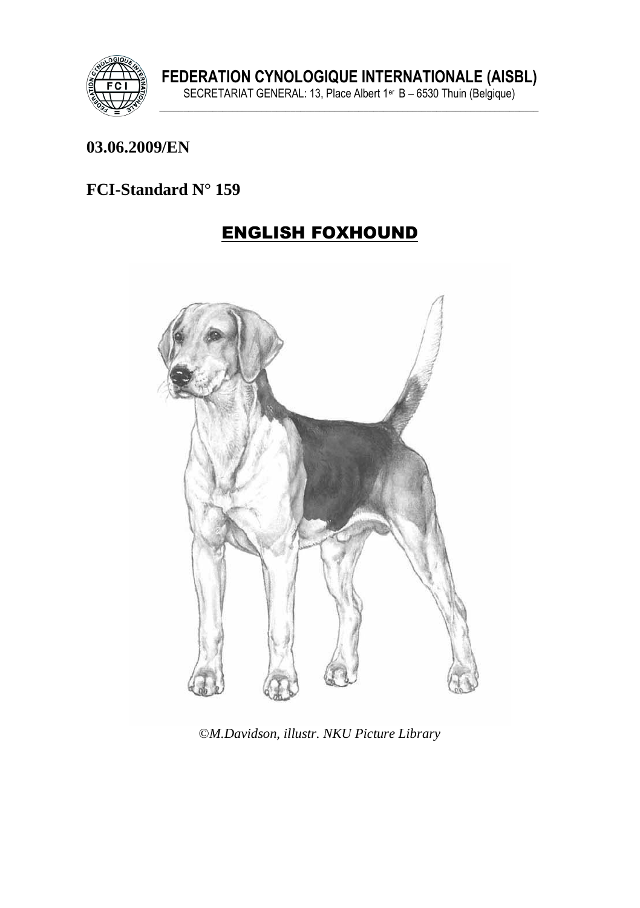**FEDERATION CYNOLOGIQUE INTERNATIONALE (AISBL)**

SECRETARIAT GENERAL: 13, Place Albert 1er B – 6530 Thuin (Belgique)

**03.06.2009/EN**

**FCI-Standard N° 159**

# ENGLISH FOXHOUND

*©M.Davidson, illustr. NKU Picture Library*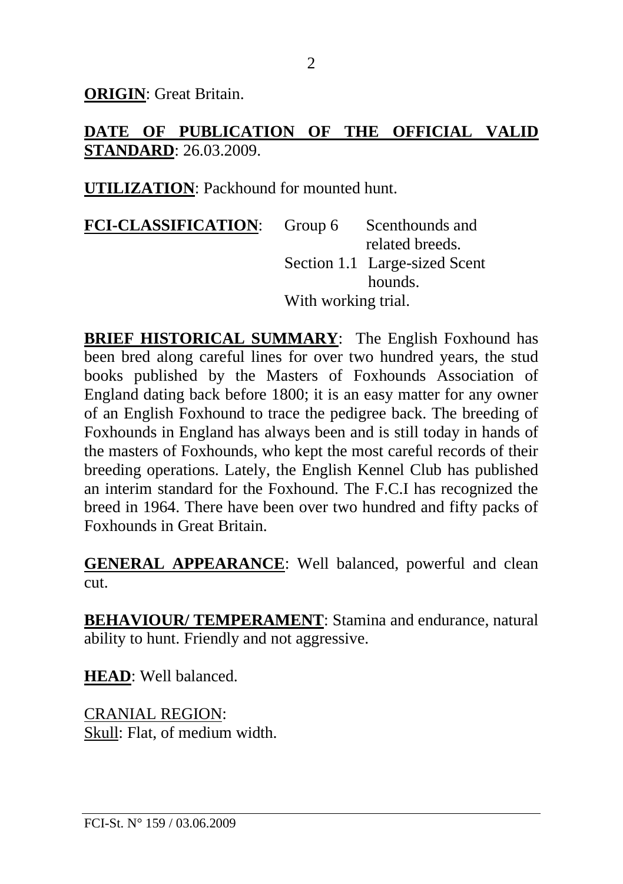**ORIGIN**: Great Britain.

**DATE OF PUBLICATION OF THE OFFICIAL VALID STANDARD**: 26.03.2009.

**UTILIZATION**: Packhound for mounted hunt.

**FCI-CLASSIFICATION**: Group 6 Scenthounds and related breeds.
Section 1.1 Large-sized Scent hounds.
With working trial.

**BRIEF HISTORICAL SUMMARY**: The English Foxhound has been bred along careful lines for over two hundred years, the stud books published by the Masters of Foxhounds Association of England dating back before 1800; it is an easy matter for any owner of an English Foxhound to trace the pedigree back. The breeding of Foxhounds in England has always been and is still today in hands of the masters of Foxhounds, who kept the most careful records of their breeding operations. Lately, the English Kennel Club has published an interim standard for the Foxhound. The F.C.I has recognized the breed in 1964. There have been over two hundred and fifty packs of Foxhounds in Great Britain.

**GENERAL APPEARANCE**: Well balanced, powerful and clean cut.

**BEHAVIOUR/ TEMPERAMENT**: Stamina and endurance, natural ability to hunt. Friendly and not aggressive.

**HEAD**: Well balanced.

CRANIAL REGION:
Skull: Flat, of medium width.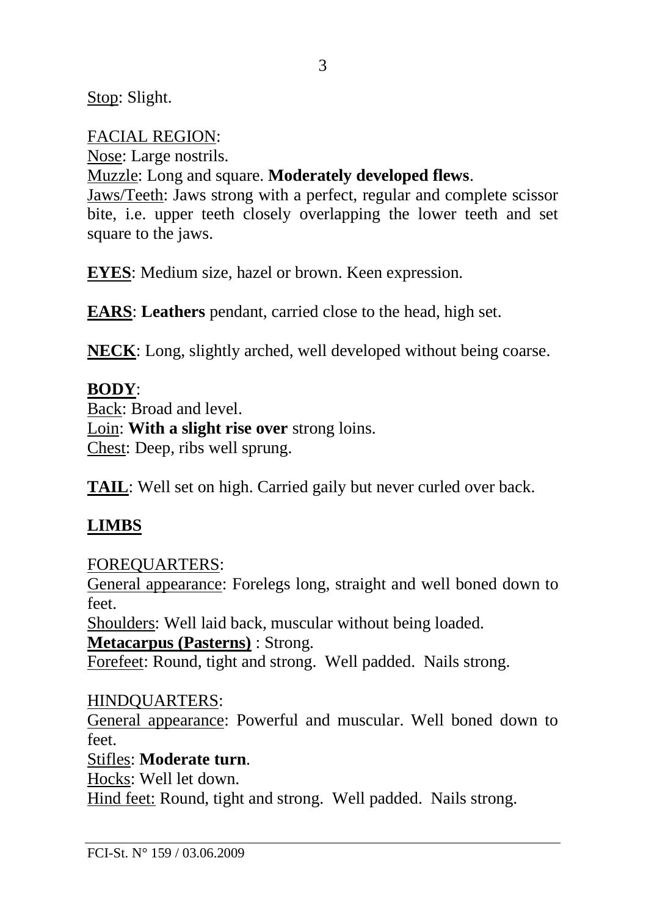Stop: Slight.

FACIAL REGION:
Nose: Large nostrils.
Muzzle: Long and square. **Moderately developed flews**.
Jaws/Teeth: Jaws strong with a perfect, regular and complete scissor bite, i.e. upper teeth closely overlapping the lower teeth and set square to the jaws.

**EYES**: Medium size, hazel or brown. Keen expression.

**EARS**: **Leathers** pendant, carried close to the head, high set.

**NECK**: Long, slightly arched, well developed without being coarse.

**BODY**:
Back: Broad and level.
Loin: **With a slight rise over** strong loins.
Chest: Deep, ribs well sprung.

**TAIL**: Well set on high. Carried gaily but never curled over back.

## LIMBS

FOREQUARTERS:
General appearance: Forelegs long, straight and well boned down to feet.
Shoulders: Well laid back, muscular without being loaded.
**Metacarpus (Pasterns)** : Strong.
Forefeet: Round, tight and strong. Well padded. Nails strong.

HINDQUARTERS:
General appearance: Powerful and muscular. Well boned down to feet.
Stifles: **Moderate turn**.
Hocks: Well let down.
Hind feet: Round, tight and strong. Well padded. Nails strong.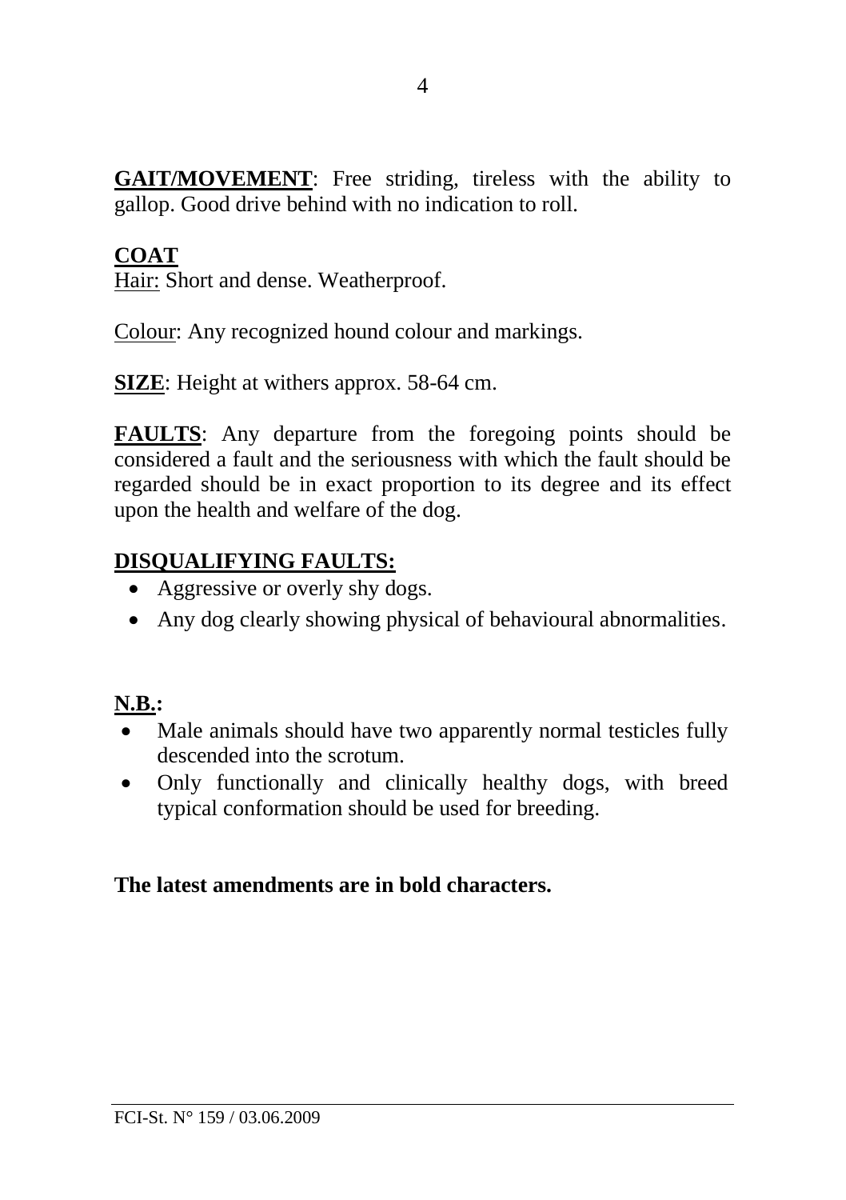**GAIT/MOVEMENT**: Free striding, tireless with the ability to gallop. Good drive behind with no indication to roll.

**COAT**

Hair: Short and dense. Weatherproof.

Colour: Any recognized hound colour and markings.

**SIZE**: Height at withers approx. 58-64 cm.

**FAULTS**: Any departure from the foregoing points should be considered a fault and the seriousness with which the fault should be regarded should be in exact proportion to its degree and its effect upon the health and welfare of the dog.

**DISQUALIFYING FAULTS:**

- Aggressive or overly shy dogs.
- Any dog clearly showing physical of behavioural abnormalities.

**N.B.:**

- Male animals should have two apparently normal testicles fully descended into the scrotum.
- Only functionally and clinically healthy dogs, with breed typical conformation should be used for breeding.

**The latest amendments are in bold characters.**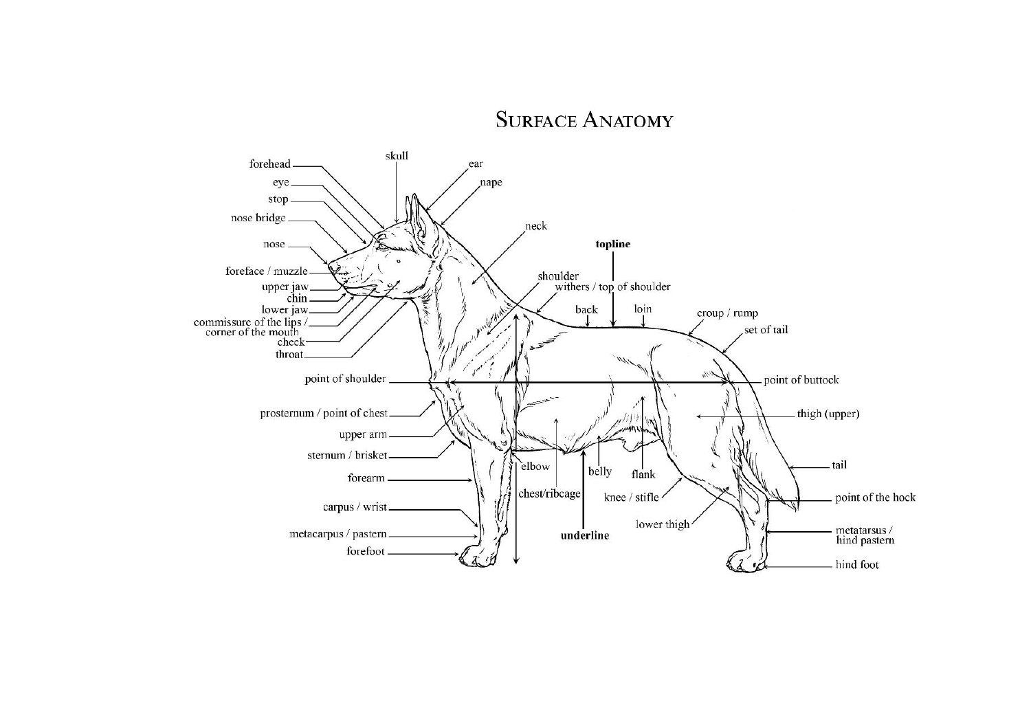# Surface Anatomy

forehead
eye
stop
nose bridge
nose
foreface / muzzle
upper jaw
chin
lower jaw
commissure of the lips / corner of the mouth
cheek
throat
skull
ear
nape
neck
topline
shoulder
withers / top of shoulder
back
loin
croup / rump
set of tail
point of shoulder
point of buttock
prosternum / point of chest
thigh (upper)
upper arm
sternum / brisket
tail
elbow
belly
flank
forearm
chest/ribcage
knee / stifle
point of the hock
carpus / wrist
lower thigh
metacarpus / pastern
underline
metatarsus / hind pastern
forefoot
hind foot